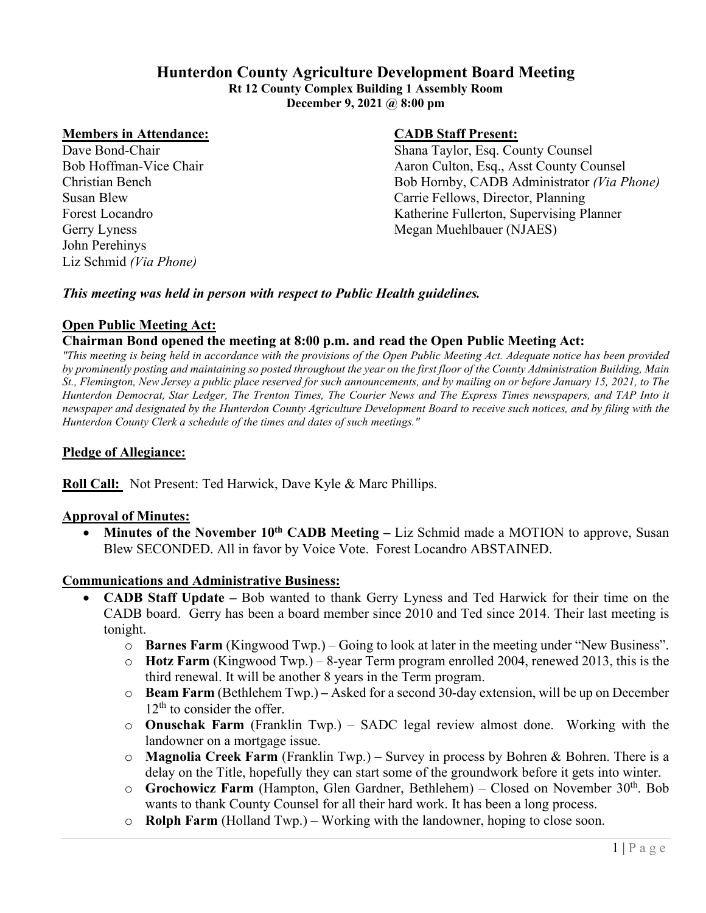# Hunterdon County Agriculture Development Board Meeting

**Rt 12 County Complex Building 1 Assembly Room**
**December 9, 2021 @ 8:00 pm**

**Members in Attendance:**

Dave Bond-Chair
Bob Hoffman-Vice Chair
Christian Bench
Susan Blew
Forest Locandro
Gerry Lyness
John Perehinys
Liz Schmid *(Via Phone)*

**CADB Staff Present:**

Shana Taylor, Esq. County Counsel
Aaron Culton, Esq., Asst County Counsel
Bob Hornby, CADB Administrator *(Via Phone)*
Carrie Fellows, Director, Planning
Katherine Fullerton, Supervising Planner
Megan Muehlbauer (NJAES)

***This meeting was held in person with respect to Public Health guidelines.***

**Open Public Meeting Act:**

**Chairman Bond opened the meeting at 8:00 p.m. and read the Open Public Meeting Act:**

*"This meeting is being held in accordance with the provisions of the Open Public Meeting Act. Adequate notice has been provided by prominently posting and maintaining so posted throughout the year on the first floor of the County Administration Building, Main St., Flemington, New Jersey a public place reserved for such announcements, and by mailing on or before January 15, 2021, to The Hunterdon Democrat, Star Ledger, The Trenton Times, The Courier News and The Express Times newspapers, and TAP Into it newspaper and designated by the Hunterdon County Agriculture Development Board to receive such notices, and by filing with the Hunterdon County Clerk a schedule of the times and dates of such meetings."*

**Pledge of Allegiance:**

**Roll Call:** Not Present: Ted Harwick, Dave Kyle & Marc Phillips.

**Approval of Minutes:**

- **Minutes of the November 10th CADB Meeting –** Liz Schmid made a MOTION to approve, Susan Blew SECONDED. All in favor by Voice Vote. Forest Locandro ABSTAINED.

**Communications and Administrative Business:**

- **CADB Staff Update –** Bob wanted to thank Gerry Lyness and Ted Harwick for their time on the CADB board. Gerry has been a board member since 2010 and Ted since 2014. Their last meeting is tonight.
  - **Barnes Farm** (Kingwood Twp.) – Going to look at later in the meeting under "New Business".
  - **Hotz Farm** (Kingwood Twp.) – 8-year Term program enrolled 2004, renewed 2013, this is the third renewal. It will be another 8 years in the Term program.
  - **Beam Farm** (Bethlehem Twp.) **–** Asked for a second 30-day extension, will be up on December 12th to consider the offer.
  - **Onuschak Farm** (Franklin Twp.) – SADC legal review almost done. Working with the landowner on a mortgage issue.
  - **Magnolia Creek Farm** (Franklin Twp.) – Survey in process by Bohren & Bohren. There is a delay on the Title, hopefully they can start some of the groundwork before it gets into winter.
  - **Grochowicz Farm** (Hampton, Glen Gardner, Bethlehem) – Closed on November 30th. Bob wants to thank County Counsel for all their hard work. It has been a long process.
  - **Rolph Farm** (Holland Twp.) – Working with the landowner, hoping to close soon.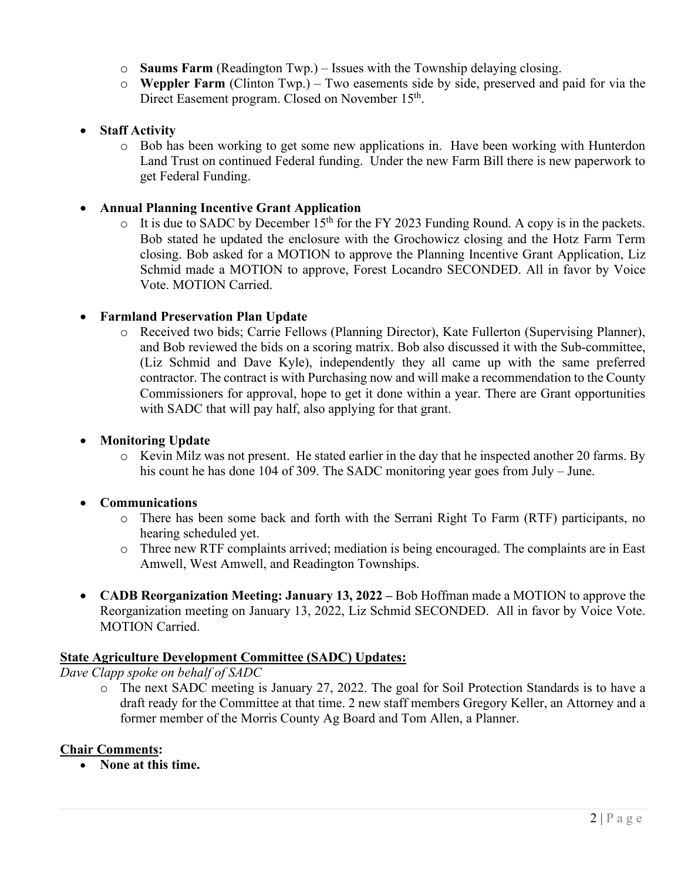- **Saums Farm** (Readington Twp.) – Issues with the Township delaying closing.
- **Weppler Farm** (Clinton Twp.) – Two easements side by side, preserved and paid for via the Direct Easement program. Closed on November 15th.

- **Staff Activity**
  - Bob has been working to get some new applications in. Have been working with Hunterdon Land Trust on continued Federal funding. Under the new Farm Bill there is new paperwork to get Federal Funding.

- **Annual Planning Incentive Grant Application**
  - It is due to SADC by December 15th for the FY 2023 Funding Round. A copy is in the packets. Bob stated he updated the enclosure with the Grochowicz closing and the Hotz Farm Term closing. Bob asked for a MOTION to approve the Planning Incentive Grant Application, Liz Schmid made a MOTION to approve, Forest Locandro SECONDED. All in favor by Voice Vote. MOTION Carried.

- **Farmland Preservation Plan Update**
  - Received two bids; Carrie Fellows (Planning Director), Kate Fullerton (Supervising Planner), and Bob reviewed the bids on a scoring matrix. Bob also discussed it with the Sub-committee, (Liz Schmid and Dave Kyle), independently they all came up with the same preferred contractor. The contract is with Purchasing now and will make a recommendation to the County Commissioners for approval, hope to get it done within a year. There are Grant opportunities with SADC that will pay half, also applying for that grant.

- **Monitoring Update**
  - Kevin Milz was not present. He stated earlier in the day that he inspected another 20 farms. By his count he has done 104 of 309. The SADC monitoring year goes from July – June.

- **Communications**
  - There has been some back and forth with the Serrani Right To Farm (RTF) participants, no hearing scheduled yet.
  - Three new RTF complaints arrived; mediation is being encouraged. The complaints are in East Amwell, West Amwell, and Readington Townships.

- **CADB Reorganization Meeting: January 13, 2022 –** Bob Hoffman made a MOTION to approve the Reorganization meeting on January 13, 2022, Liz Schmid SECONDED. All in favor by Voice Vote. MOTION Carried.

## State Agriculture Development Committee (SADC) Updates:

*Dave Clapp spoke on behalf of SADC*

- The next SADC meeting is January 27, 2022. The goal for Soil Protection Standards is to have a draft ready for the Committee at that time. 2 new staff members Gregory Keller, an Attorney and a former member of the Morris County Ag Board and Tom Allen, a Planner.

## Chair Comments:

- **None at this time.**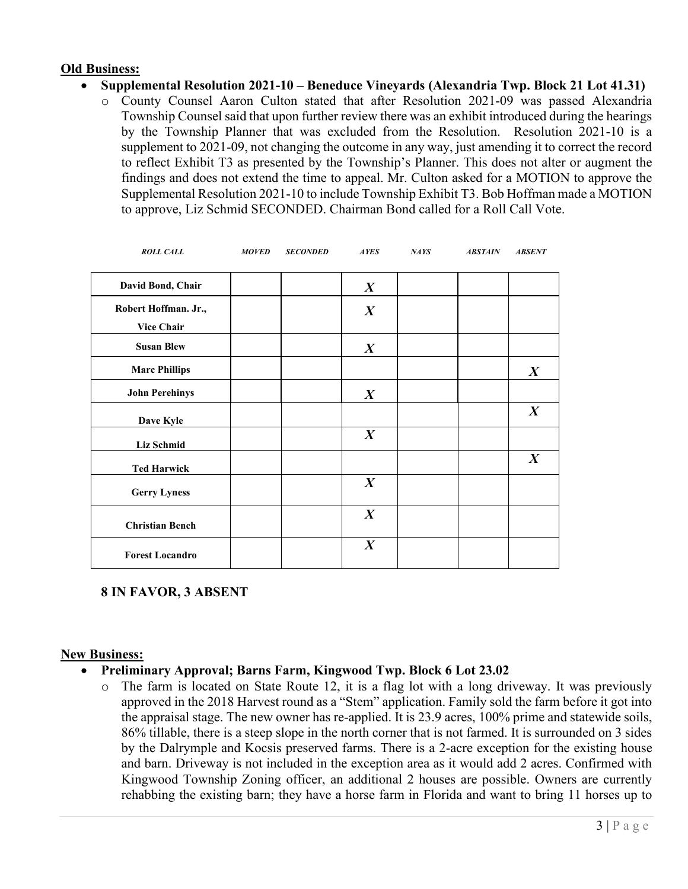**Old Business:**

- **Supplemental Resolution 2021-10 – Beneduce Vineyards (Alexandria Twp. Block 21 Lot 41.31)**
  - County Counsel Aaron Culton stated that after Resolution 2021-09 was passed Alexandria Township Counsel said that upon further review there was an exhibit introduced during the hearings by the Township Planner that was excluded from the Resolution. Resolution 2021-10 is a supplement to 2021-09, not changing the outcome in any way, just amending it to correct the record to reflect Exhibit T3 as presented by the Township's Planner. This does not alter or augment the findings and does not extend the time to appeal. Mr. Culton asked for a MOTION to approve the Supplemental Resolution 2021-10 to include Township Exhibit T3. Bob Hoffman made a MOTION to approve, Liz Schmid SECONDED. Chairman Bond called for a Roll Call Vote.

| ROLL CALL | MOVED | SECONDED | AYES | NAYS | ABSTAIN | ABSENT |
|---|---|---|---|---|---|---|
| David Bond, Chair | | | X | | | |
| Robert Hoffman. Jr., Vice Chair | | | X | | | |
| Susan Blew | | | X | | | |
| Marc Phillips | | | | | | X |
| John Perehinys | | | X | | | |
| Dave Kyle | | | | | | X |
| Liz Schmid | | | X | | | |
| Ted Harwick | | | | | | X |
| Gerry Lyness | | | X | | | |
| Christian Bench | | | X | | | |
| Forest Locandro | | | X | | | |

**8 IN FAVOR, 3 ABSENT**

**New Business:**

- **Preliminary Approval; Barns Farm, Kingwood Twp. Block 6 Lot 23.02**
  - The farm is located on State Route 12, it is a flag lot with a long driveway. It was previously approved in the 2018 Harvest round as a "Stem" application. Family sold the farm before it got into the appraisal stage. The new owner has re-applied. It is 23.9 acres, 100% prime and statewide soils, 86% tillable, there is a steep slope in the north corner that is not farmed. It is surrounded on 3 sides by the Dalrymple and Kocsis preserved farms. There is a 2-acre exception for the existing house and barn. Driveway is not included in the exception area as it would add 2 acres. Confirmed with Kingwood Township Zoning officer, an additional 2 houses are possible. Owners are currently rehabbing the existing barn; they have a horse farm in Florida and want to bring 11 horses up to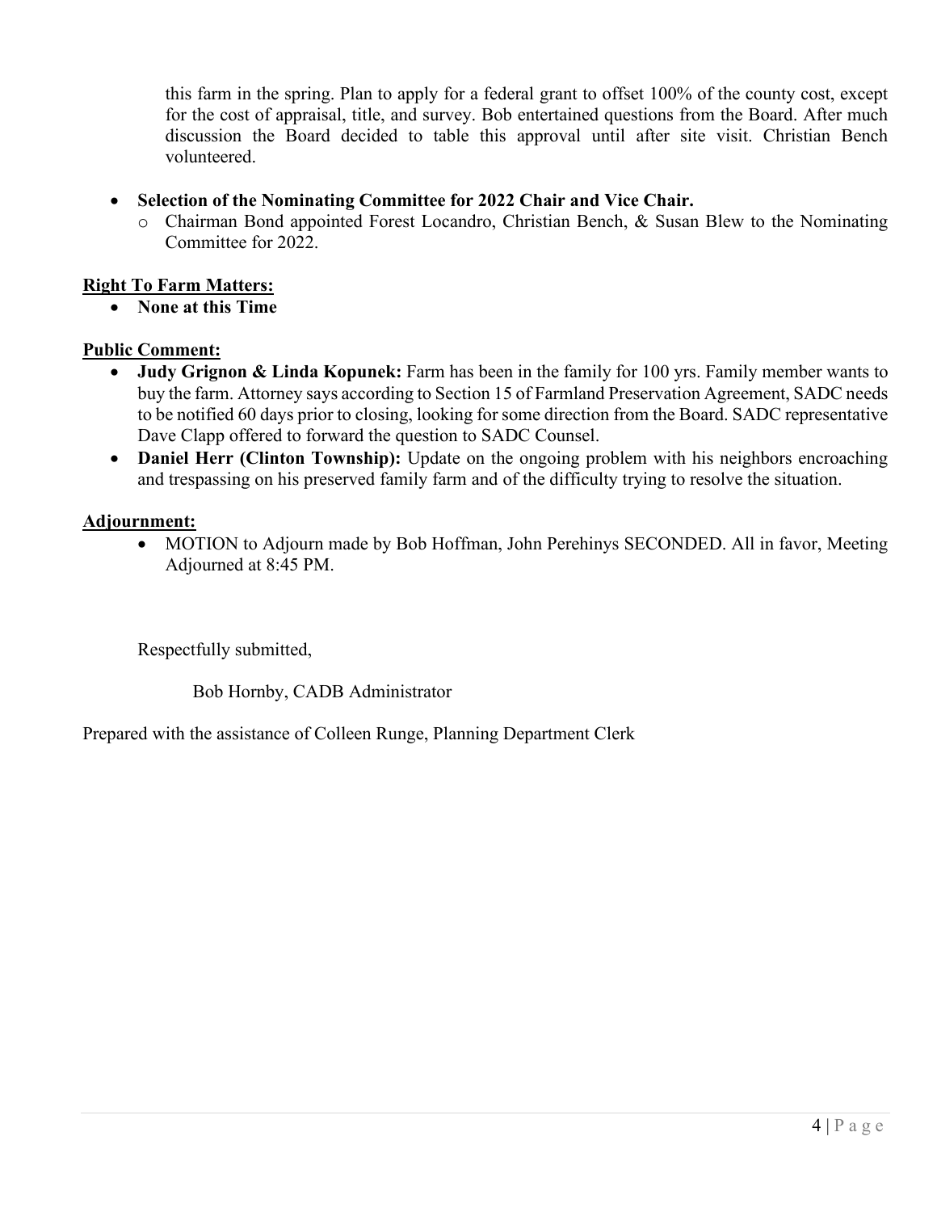this farm in the spring. Plan to apply for a federal grant to offset 100% of the county cost, except for the cost of appraisal, title, and survey. Bob entertained questions from the Board. After much discussion the Board decided to table this approval until after site visit. Christian Bench volunteered.

- **Selection of the Nominating Committee for 2022 Chair and Vice Chair.**
  - Chairman Bond appointed Forest Locandro, Christian Bench, & Susan Blew to the Nominating Committee for 2022.

**Right To Farm Matters:**

- **None at this Time**

**Public Comment:**

- **Judy Grignon & Linda Kopunek:** Farm has been in the family for 100 yrs. Family member wants to buy the farm. Attorney says according to Section 15 of Farmland Preservation Agreement, SADC needs to be notified 60 days prior to closing, looking for some direction from the Board. SADC representative Dave Clapp offered to forward the question to SADC Counsel.
- **Daniel Herr (Clinton Township):** Update on the ongoing problem with his neighbors encroaching and trespassing on his preserved family farm and of the difficulty trying to resolve the situation.

**Adjournment:**

- MOTION to Adjourn made by Bob Hoffman, John Perehinys SECONDED. All in favor, Meeting Adjourned at 8:45 PM.

Respectfully submitted,

Bob Hornby, CADB Administrator

Prepared with the assistance of Colleen Runge, Planning Department Clerk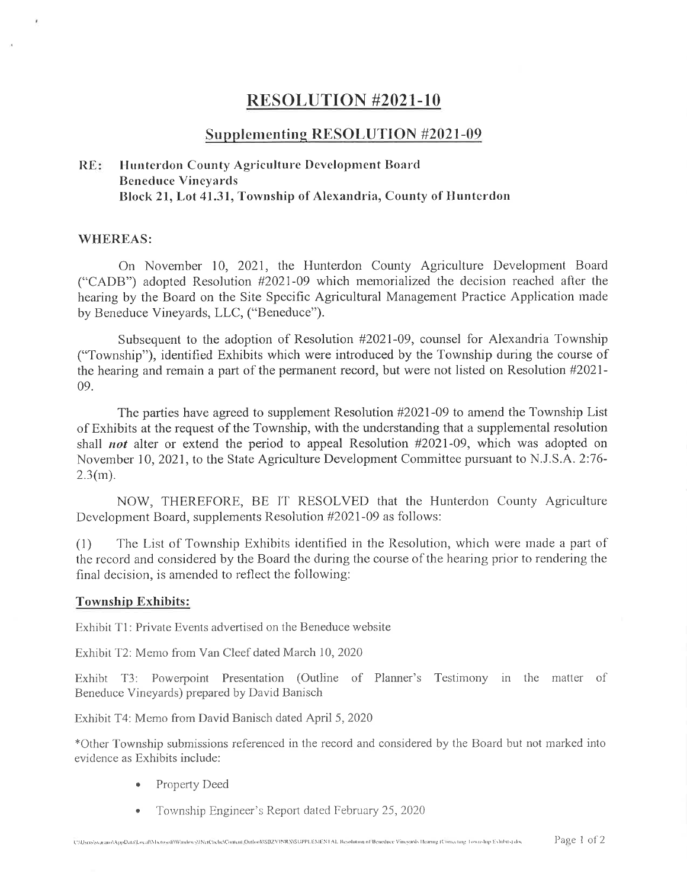# RESOLUTION #2021-10

## Supplementing RESOLUTION #2021-09

**RE: Hunterdon County Agriculture Development Board**
**Beneduce Vineyards**
**Block 21, Lot 41.31, Township of Alexandria, County of Hunterdon**

**WHEREAS:**

On November 10, 2021, the Hunterdon County Agriculture Development Board ("CADB") adopted Resolution #2021-09 which memorialized the decision reached after the hearing by the Board on the Site Specific Agricultural Management Practice Application made by Beneduce Vineyards, LLC, ("Beneduce").

Subsequent to the adoption of Resolution #2021-09, counsel for Alexandria Township ("Township"), identified Exhibits which were introduced by the Township during the course of the hearing and remain a part of the permanent record, but were not listed on Resolution #2021-09.

The parties have agreed to supplement Resolution #2021-09 to amend the Township List of Exhibits at the request of the Township, with the understanding that a supplemental resolution shall ***not*** alter or extend the period to appeal Resolution #2021-09, which was adopted on November 10, 2021, to the State Agriculture Development Committee pursuant to N.J.S.A. 2:76-2.3(m).

NOW, THEREFORE, BE IT RESOLVED that the Hunterdon County Agriculture Development Board, supplements Resolution #2021-09 as follows:

(1) The List of Township Exhibits identified in the Resolution, which were made a part of the record and considered by the Board the during the course of the hearing prior to rendering the final decision, is amended to reflect the following:

**Township Exhibits:**

Exhibit T1: Private Events advertised on the Beneduce website

Exhibit T2: Memo from Van Cleef dated March 10, 2020

Exhbt T3: Powerpoint Presentation (Outline of Planner's Testimony in the matter of Beneduce Vineyards) prepared by David Banisch

Exhibit T4: Memo from David Banisch dated April 5, 2020

*Other Township submissions referenced in the record and considered by the Board but not marked into evidence as Exhibits include:

- Property Deed
- Township Engineer's Report dated February 25, 2020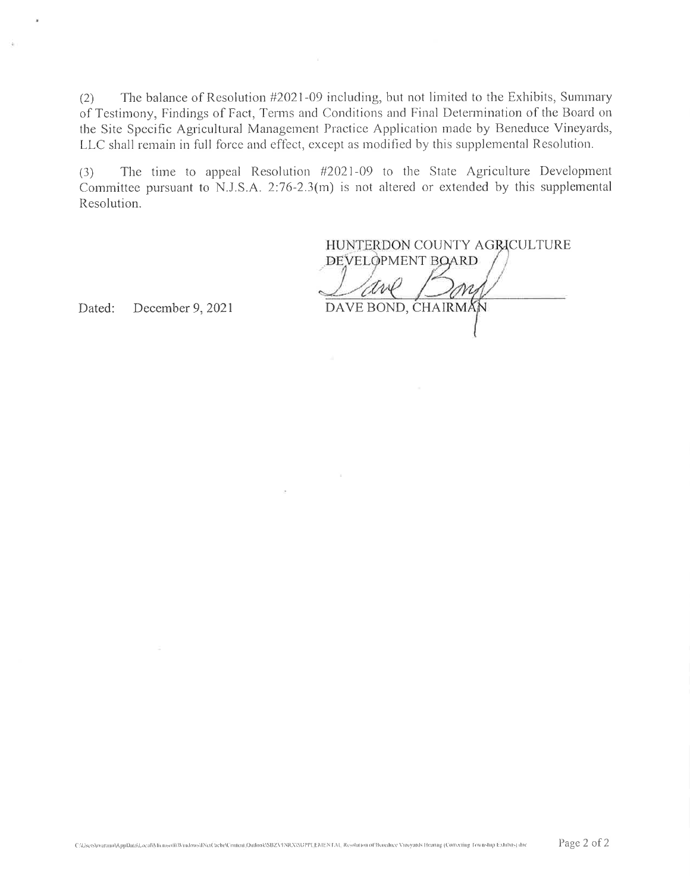(2) The balance of Resolution #2021-09 including, but not limited to the Exhibits, Summary of Testimony, Findings of Fact, Terms and Conditions and Final Determination of the Board on the Site Specific Agricultural Management Practice Application made by Beneduce Vineyards, LLC shall remain in full force and effect, except as modified by this supplemental Resolution.

(3) The time to appeal Resolution #2021-09 to the State Agriculture Development Committee pursuant to N.J.S.A. 2:76-2.3(m) is not altered or extended by this supplemental Resolution.

HUNTERDON COUNTY AGRICULTURE DEVELOPMENT BOARD

Dave Bond

DAVE BOND, CHAIRMAN

Dated: December 9, 2021

C:\Users\vaman\AppData\Local\Microsoft\Windows\INetCache\Content.Outlook\SBZV1NRX\SUPPLEMENTAL Resolution of Beneduce Vineyards Hearing (Correcting Township Exhibits).doc